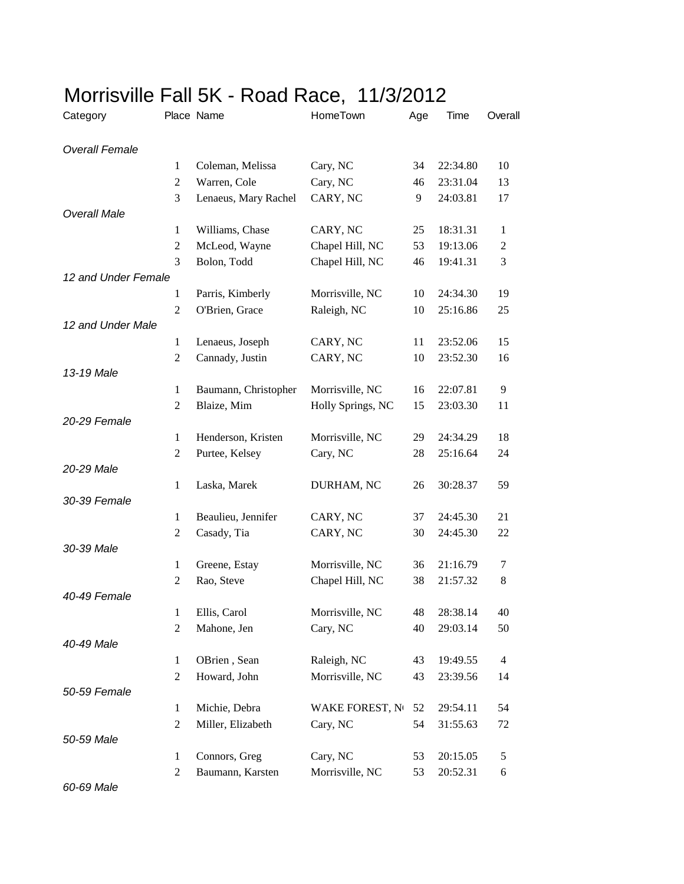# Morrisville Fall 5K - Road Race, 11/3/2012

| Category | Place | Name | HomeTown | Age | Time | Overall |
|---|---|---|---|---|---|---|
| *Overall Female* | | | | | | |
| | 1 | Coleman, Melissa | Cary, NC | 34 | 22:34.80 | 10 |
| | 2 | Warren, Cole | Cary, NC | 46 | 23:31.04 | 13 |
| | 3 | Lenaeus, Mary Rachel | CARY, NC | 9 | 24:03.81 | 17 |
| *Overall Male* | | | | | | |
| | 1 | Williams, Chase | CARY, NC | 25 | 18:31.31 | 1 |
| | 2 | McLeod, Wayne | Chapel Hill, NC | 53 | 19:13.06 | 2 |
| | 3 | Bolon, Todd | Chapel Hill, NC | 46 | 19:41.31 | 3 |
| *12 and Under Female* | | | | | | |
| | 1 | Parris, Kimberly | Morrisville, NC | 10 | 24:34.30 | 19 |
| | 2 | O'Brien, Grace | Raleigh, NC | 10 | 25:16.86 | 25 |
| *12 and Under Male* | | | | | | |
| | 1 | Lenaeus, Joseph | CARY, NC | 11 | 23:52.06 | 15 |
| | 2 | Cannady, Justin | CARY, NC | 10 | 23:52.30 | 16 |
| *13-19 Male* | | | | | | |
| | 1 | Baumann, Christopher | Morrisville, NC | 16 | 22:07.81 | 9 |
| | 2 | Blaize, Mim | Holly Springs, NC | 15 | 23:03.30 | 11 |
| *20-29 Female* | | | | | | |
| | 1 | Henderson, Kristen | Morrisville, NC | 29 | 24:34.29 | 18 |
| | 2 | Purtee, Kelsey | Cary, NC | 28 | 25:16.64 | 24 |
| *20-29 Male* | | | | | | |
| | 1 | Laska, Marek | DURHAM, NC | 26 | 30:28.37 | 59 |
| *30-39 Female* | | | | | | |
| | 1 | Beaulieu, Jennifer | CARY, NC | 37 | 24:45.30 | 21 |
| | 2 | Casady, Tia | CARY, NC | 30 | 24:45.30 | 22 |
| *30-39 Male* | | | | | | |
| | 1 | Greene, Estay | Morrisville, NC | 36 | 21:16.79 | 7 |
| | 2 | Rao, Steve | Chapel Hill, NC | 38 | 21:57.32 | 8 |
| *40-49 Female* | | | | | | |
| | 1 | Ellis, Carol | Morrisville, NC | 48 | 28:38.14 | 40 |
| | 2 | Mahone, Jen | Cary, NC | 40 | 29:03.14 | 50 |
| *40-49 Male* | | | | | | |
| | 1 | OBrien , Sean | Raleigh, NC | 43 | 19:49.55 | 4 |
| | 2 | Howard, John | Morrisville, NC | 43 | 23:39.56 | 14 |
| *50-59 Female* | | | | | | |
| | 1 | Michie, Debra | WAKE FOREST, N | 52 | 29:54.11 | 54 |
| | 2 | Miller, Elizabeth | Cary, NC | 54 | 31:55.63 | 72 |
| *50-59 Male* | | | | | | |
| | 1 | Connors, Greg | Cary, NC | 53 | 20:15.05 | 5 |
| | 2 | Baumann, Karsten | Morrisville, NC | 53 | 20:52.31 | 6 |
| *60-69 Male* | | | | | | |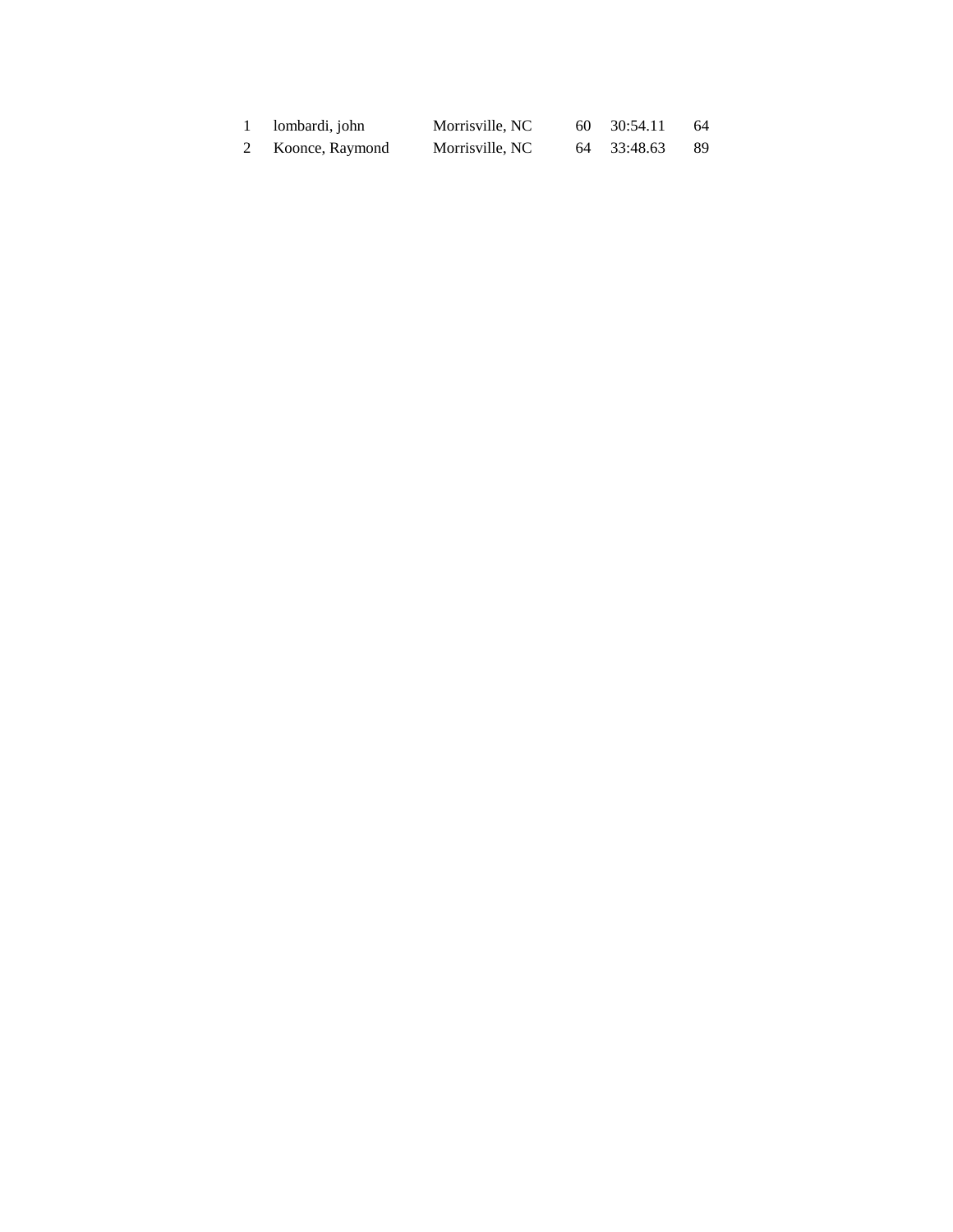| | | | | | |
|---|---|---|---|---|---|
| 1 | lombardi, john | Morrisville, NC | 60 | 30:54.11 | 64 |
| 2 | Koonce, Raymond | Morrisville, NC | 64 | 33:48.63 | 89 |